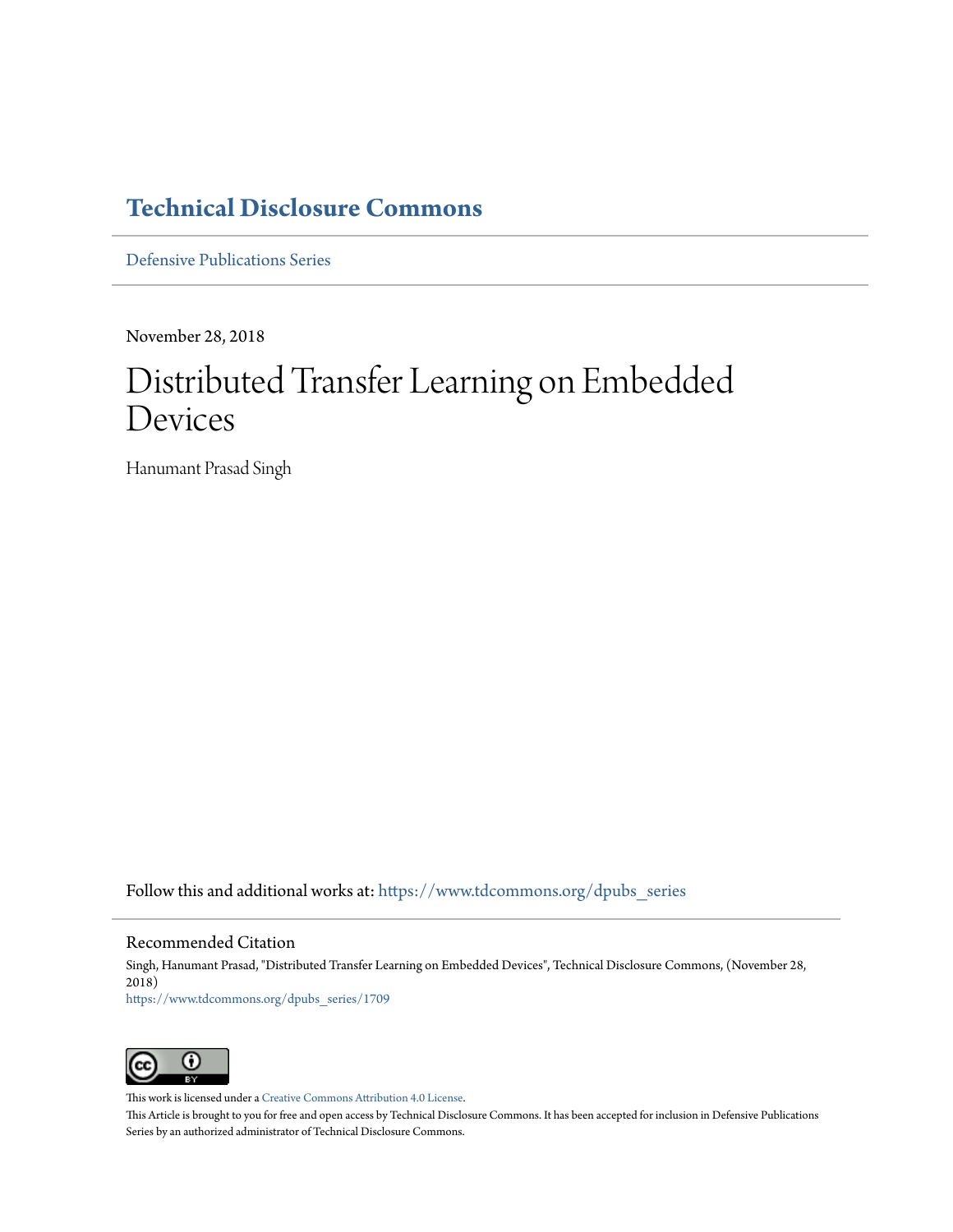# Technical Disclosure Commons

Defensive Publications Series

November 28, 2018

# Distributed Transfer Learning on Embedded Devices

Hanumant Prasad Singh

Follow this and additional works at: https://www.tdcommons.org/dpubs_series

## Recommended Citation

Singh, Hanumant Prasad, "Distributed Transfer Learning on Embedded Devices", Technical Disclosure Commons, (November 28, 2018)
https://www.tdcommons.org/dpubs_series/1709

This work is licensed under a Creative Commons Attribution 4.0 License.
This Article is brought to you for free and open access by Technical Disclosure Commons. It has been accepted for inclusion in Defensive Publications Series by an authorized administrator of Technical Disclosure Commons.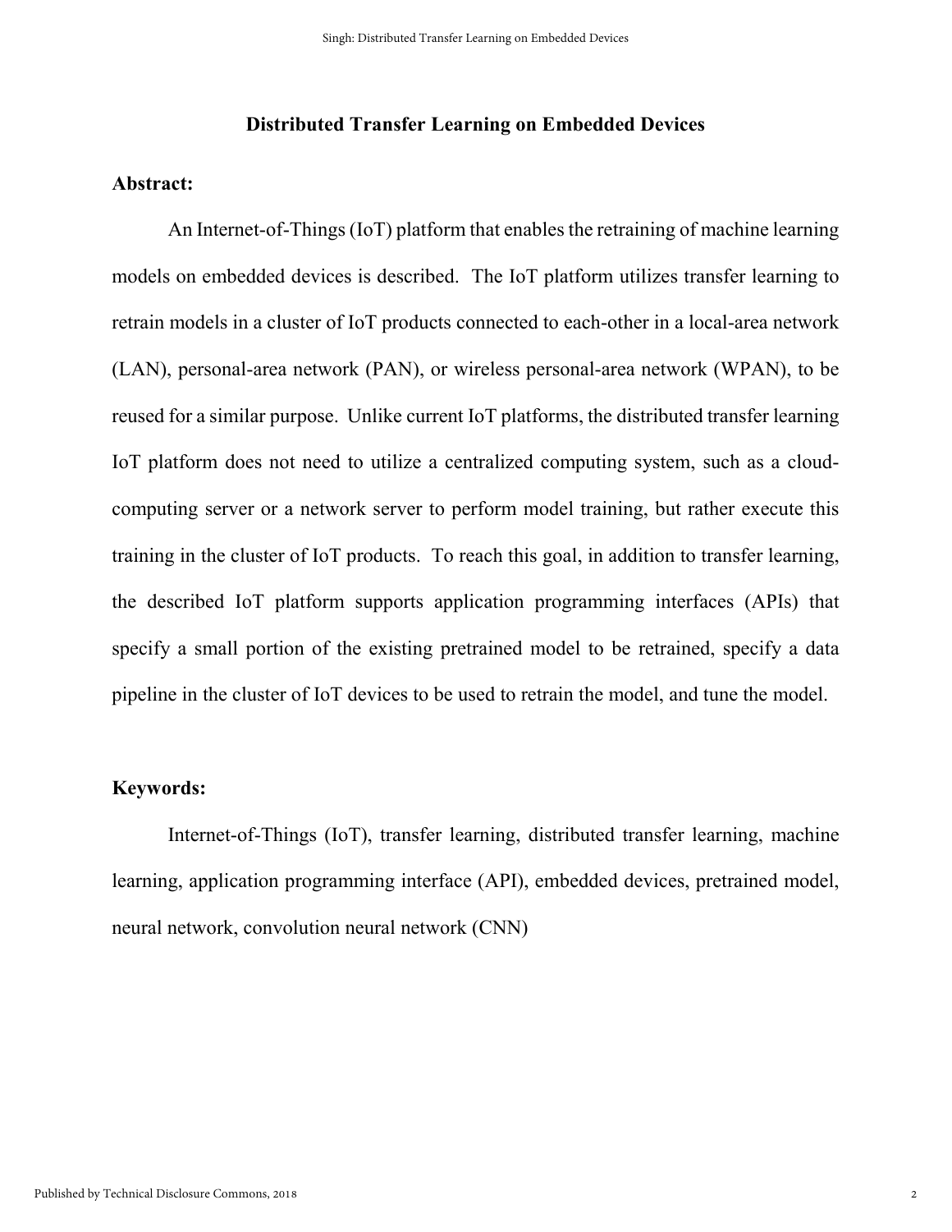# Distributed Transfer Learning on Embedded Devices

## Abstract:

An Internet-of-Things (IoT) platform that enables the retraining of machine learning models on embedded devices is described. The IoT platform utilizes transfer learning to retrain models in a cluster of IoT products connected to each-other in a local-area network (LAN), personal-area network (PAN), or wireless personal-area network (WPAN), to be reused for a similar purpose. Unlike current IoT platforms, the distributed transfer learning IoT platform does not need to utilize a centralized computing system, such as a cloud-computing server or a network server to perform model training, but rather execute this training in the cluster of IoT products. To reach this goal, in addition to transfer learning, the described IoT platform supports application programming interfaces (APIs) that specify a small portion of the existing pretrained model to be retrained, specify a data pipeline in the cluster of IoT devices to be used to retrain the model, and tune the model.

## Keywords:

Internet-of-Things (IoT), transfer learning, distributed transfer learning, machine learning, application programming interface (API), embedded devices, pretrained model, neural network, convolution neural network (CNN)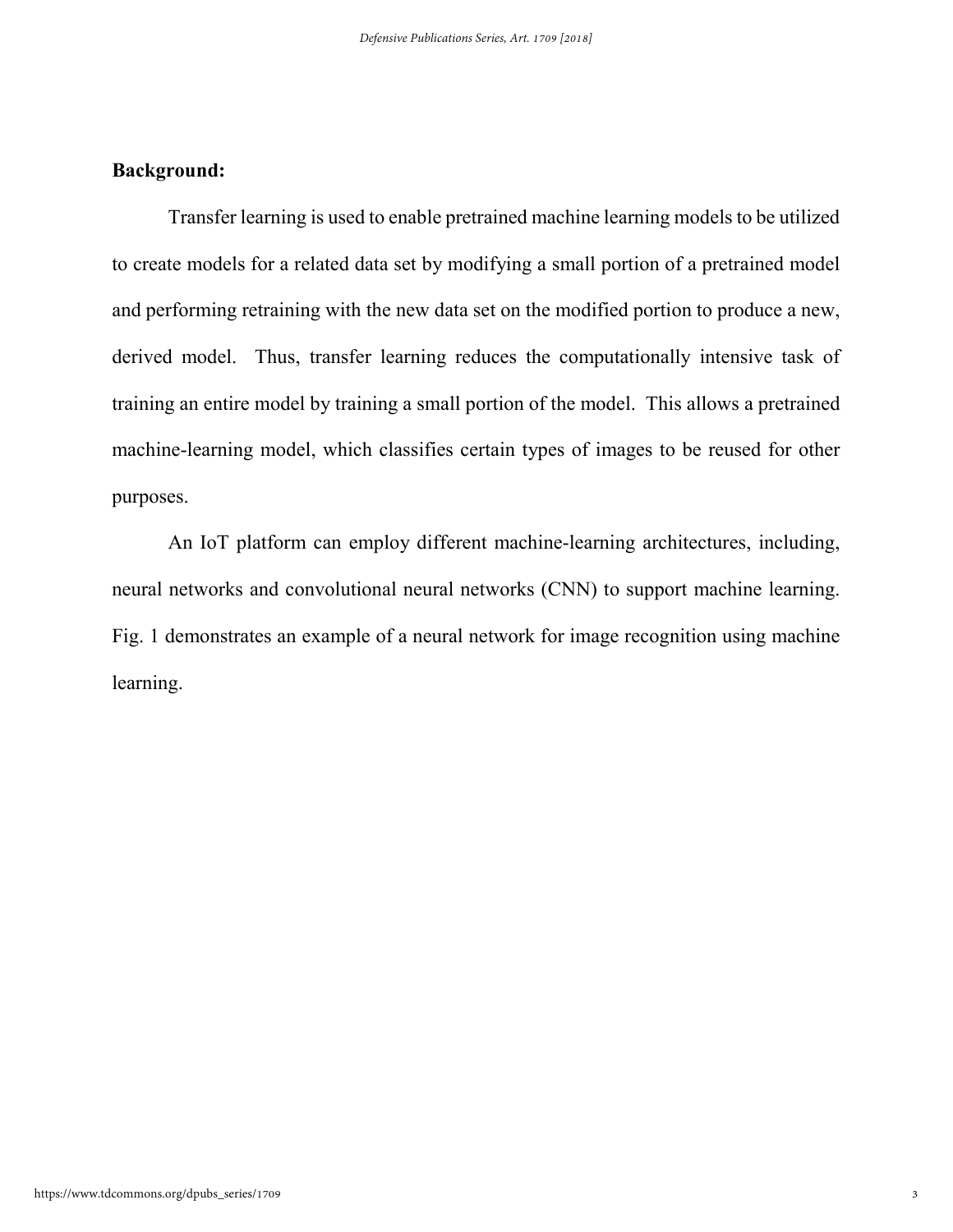**Background:**

Transfer learning is used to enable pretrained machine learning models to be utilized to create models for a related data set by modifying a small portion of a pretrained model and performing retraining with the new data set on the modified portion to produce a new, derived model. Thus, transfer learning reduces the computationally intensive task of training an entire model by training a small portion of the model. This allows a pretrained machine-learning model, which classifies certain types of images to be reused for other purposes.

An IoT platform can employ different machine-learning architectures, including, neural networks and convolutional neural networks (CNN) to support machine learning. Fig. 1 demonstrates an example of a neural network for image recognition using machine learning.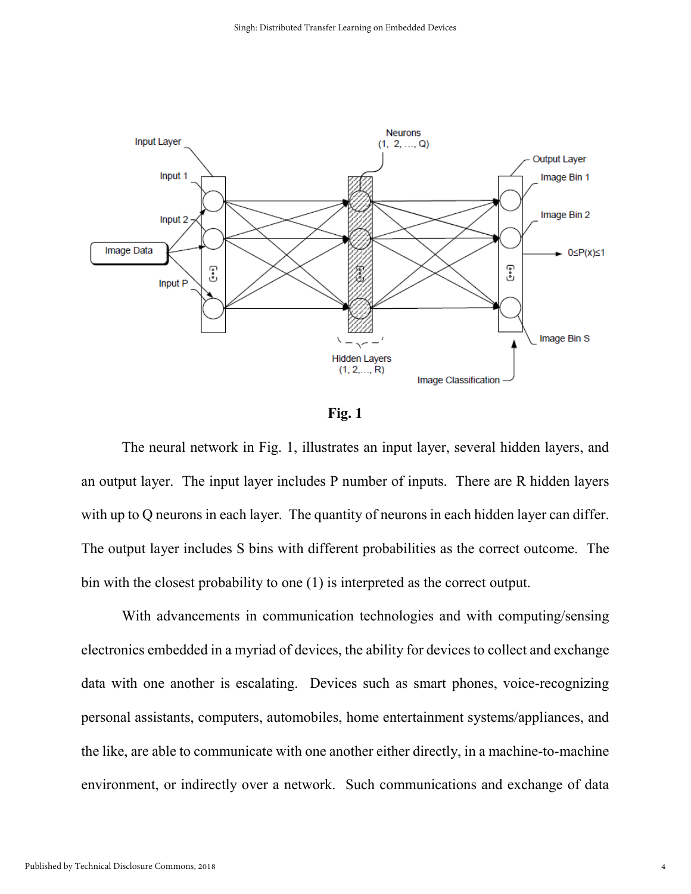**Fig. 1**

The neural network in Fig. 1, illustrates an input layer, several hidden layers, and an output layer. The input layer includes P number of inputs. There are R hidden layers with up to Q neurons in each layer. The quantity of neurons in each hidden layer can differ. The output layer includes S bins with different probabilities as the correct outcome. The bin with the closest probability to one (1) is interpreted as the correct output.

With advancements in communication technologies and with computing/sensing electronics embedded in a myriad of devices, the ability for devices to collect and exchange data with one another is escalating. Devices such as smart phones, voice-recognizing personal assistants, computers, automobiles, home entertainment systems/appliances, and the like, are able to communicate with one another either directly, in a machine-to-machine environment, or indirectly over a network. Such communications and exchange of data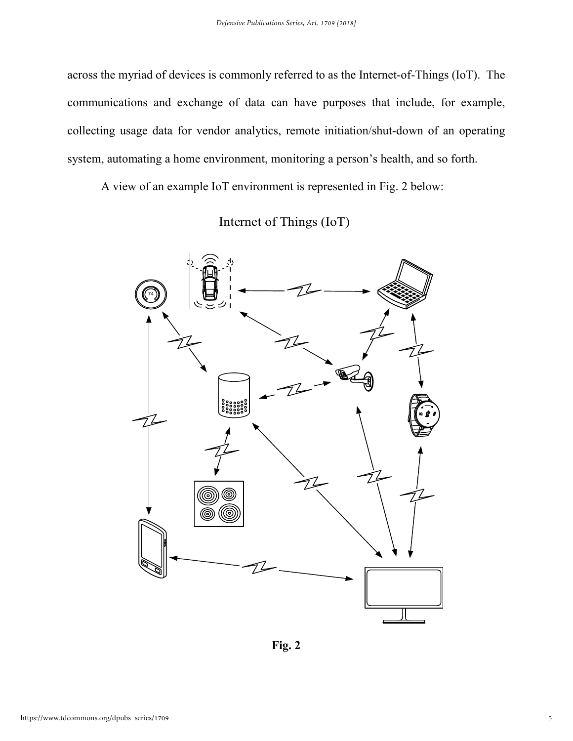across the myriad of devices is commonly referred to as the Internet-of-Things (IoT). The communications and exchange of data can have purposes that include, for example, collecting usage data for vendor analytics, remote initiation/shut-down of an operating system, automating a home environment, monitoring a person's health, and so forth.

A view of an example IoT environment is represented in Fig. 2 below:

Internet of Things (IoT)

**Fig. 2**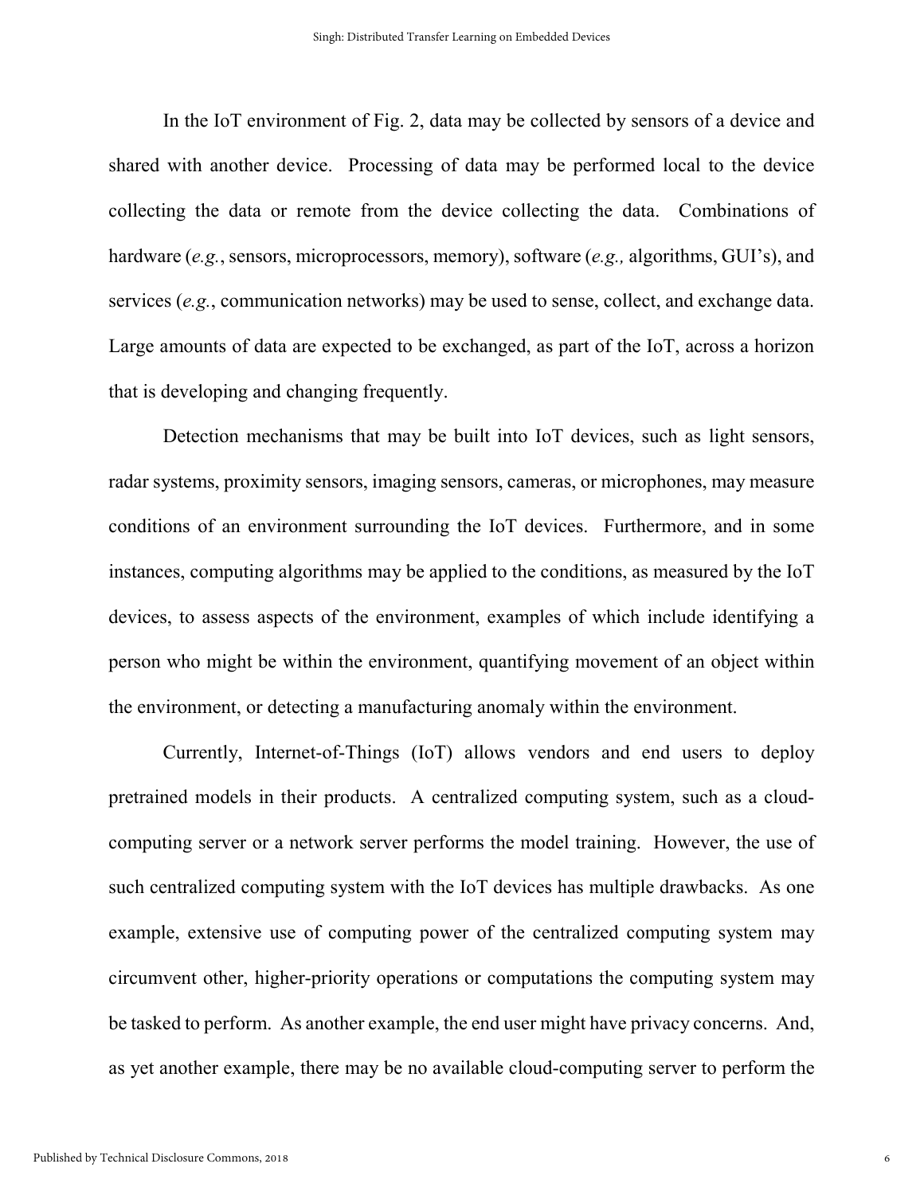In the IoT environment of Fig. 2, data may be collected by sensors of a device and shared with another device. Processing of data may be performed local to the device collecting the data or remote from the device collecting the data. Combinations of hardware (*e.g.*, sensors, microprocessors, memory), software (*e.g.,* algorithms, GUI's), and services (*e.g.*, communication networks) may be used to sense, collect, and exchange data. Large amounts of data are expected to be exchanged, as part of the IoT, across a horizon that is developing and changing frequently.

Detection mechanisms that may be built into IoT devices, such as light sensors, radar systems, proximity sensors, imaging sensors, cameras, or microphones, may measure conditions of an environment surrounding the IoT devices. Furthermore, and in some instances, computing algorithms may be applied to the conditions, as measured by the IoT devices, to assess aspects of the environment, examples of which include identifying a person who might be within the environment, quantifying movement of an object within the environment, or detecting a manufacturing anomaly within the environment.

Currently, Internet-of-Things (IoT) allows vendors and end users to deploy pretrained models in their products. A centralized computing system, such as a cloud-computing server or a network server performs the model training. However, the use of such centralized computing system with the IoT devices has multiple drawbacks. As one example, extensive use of computing power of the centralized computing system may circumvent other, higher-priority operations or computations the computing system may be tasked to perform. As another example, the end user might have privacy concerns. And, as yet another example, there may be no available cloud-computing server to perform the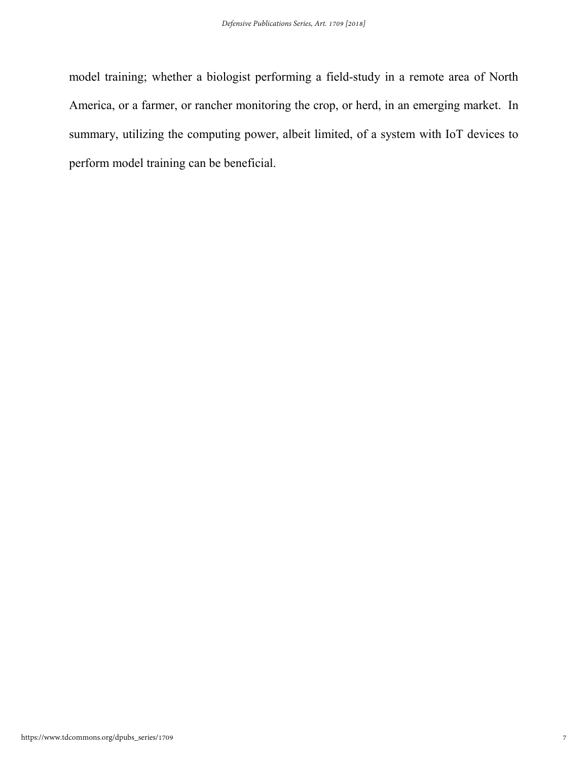model training; whether a biologist performing a field-study in a remote area of North America, or a farmer, or rancher monitoring the crop, or herd, in an emerging market. In summary, utilizing the computing power, albeit limited, of a system with IoT devices to perform model training can be beneficial.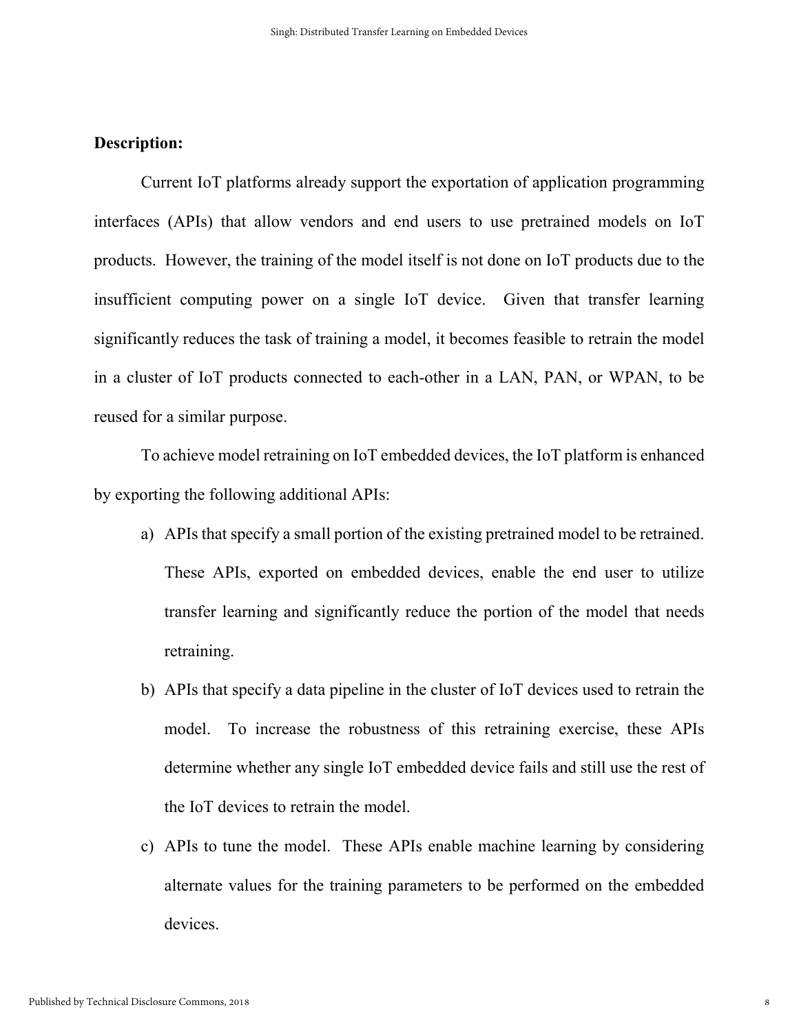**Description:**

Current IoT platforms already support the exportation of application programming interfaces (APIs) that allow vendors and end users to use pretrained models on IoT products. However, the training of the model itself is not done on IoT products due to the insufficient computing power on a single IoT device. Given that transfer learning significantly reduces the task of training a model, it becomes feasible to retrain the model in a cluster of IoT products connected to each-other in a LAN, PAN, or WPAN, to be reused for a similar purpose.

To achieve model retraining on IoT embedded devices, the IoT platform is enhanced by exporting the following additional APIs:

a) APIs that specify a small portion of the existing pretrained model to be retrained. These APIs, exported on embedded devices, enable the end user to utilize transfer learning and significantly reduce the portion of the model that needs retraining.

b) APIs that specify a data pipeline in the cluster of IoT devices used to retrain the model. To increase the robustness of this retraining exercise, these APIs determine whether any single IoT embedded device fails and still use the rest of the IoT devices to retrain the model.

c) APIs to tune the model. These APIs enable machine learning by considering alternate values for the training parameters to be performed on the embedded devices.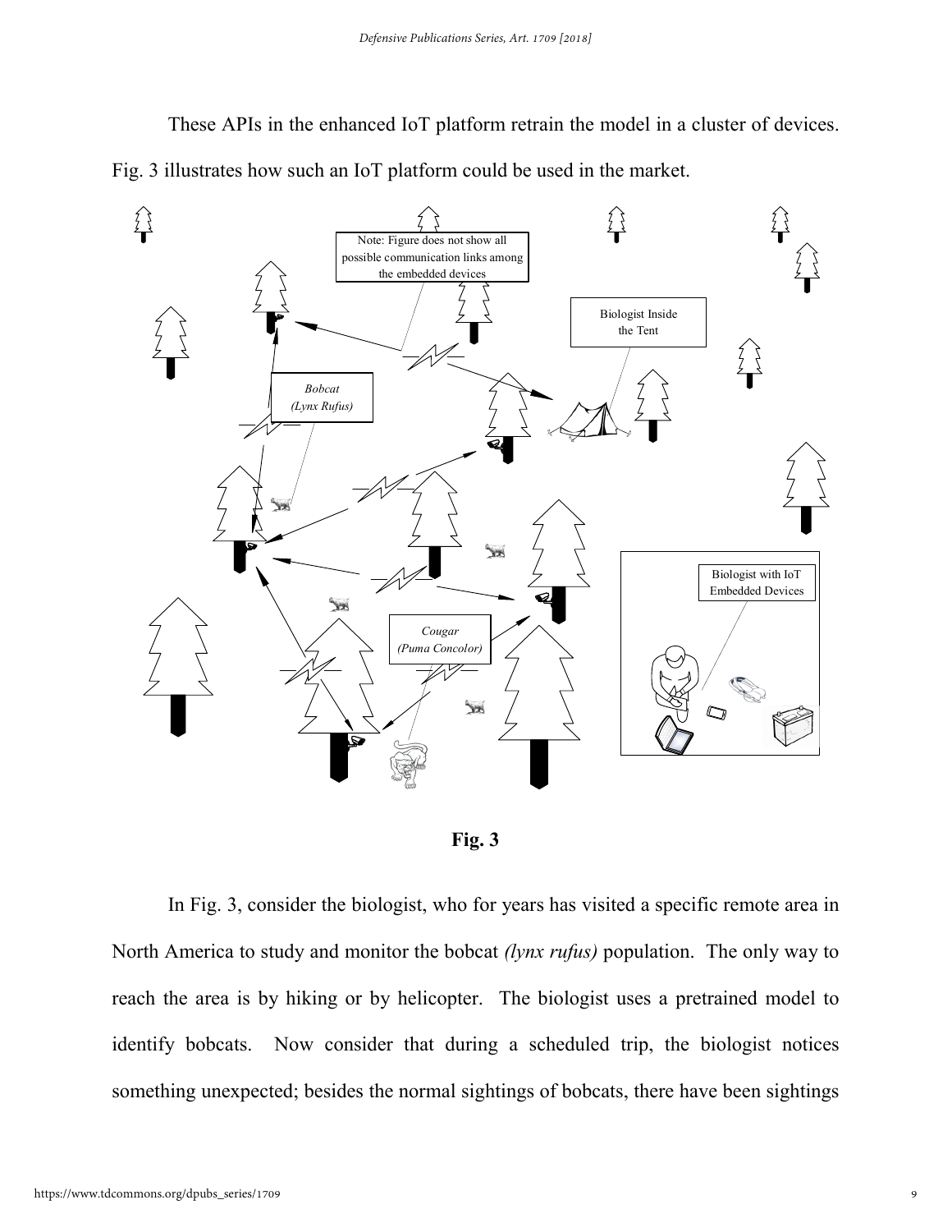These APIs in the enhanced IoT platform retrain the model in a cluster of devices. Fig. 3 illustrates how such an IoT platform could be used in the market.

**Fig. 3**

In Fig. 3, consider the biologist, who for years has visited a specific remote area in North America to study and monitor the bobcat *(lynx rufus)* population. The only way to reach the area is by hiking or by helicopter. The biologist uses a pretrained model to identify bobcats. Now consider that during a scheduled trip, the biologist notices something unexpected; besides the normal sightings of bobcats, there have been sightings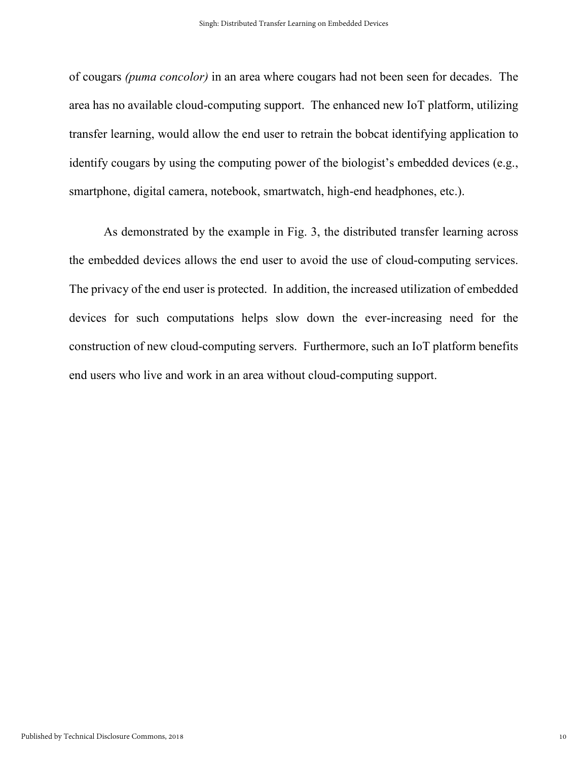of cougars *(puma concolor)* in an area where cougars had not been seen for decades. The area has no available cloud-computing support. The enhanced new IoT platform, utilizing transfer learning, would allow the end user to retrain the bobcat identifying application to identify cougars by using the computing power of the biologist's embedded devices (e.g., smartphone, digital camera, notebook, smartwatch, high-end headphones, etc.).

As demonstrated by the example in Fig. 3, the distributed transfer learning across the embedded devices allows the end user to avoid the use of cloud-computing services. The privacy of the end user is protected. In addition, the increased utilization of embedded devices for such computations helps slow down the ever-increasing need for the construction of new cloud-computing servers. Furthermore, such an IoT platform benefits end users who live and work in an area without cloud-computing support.